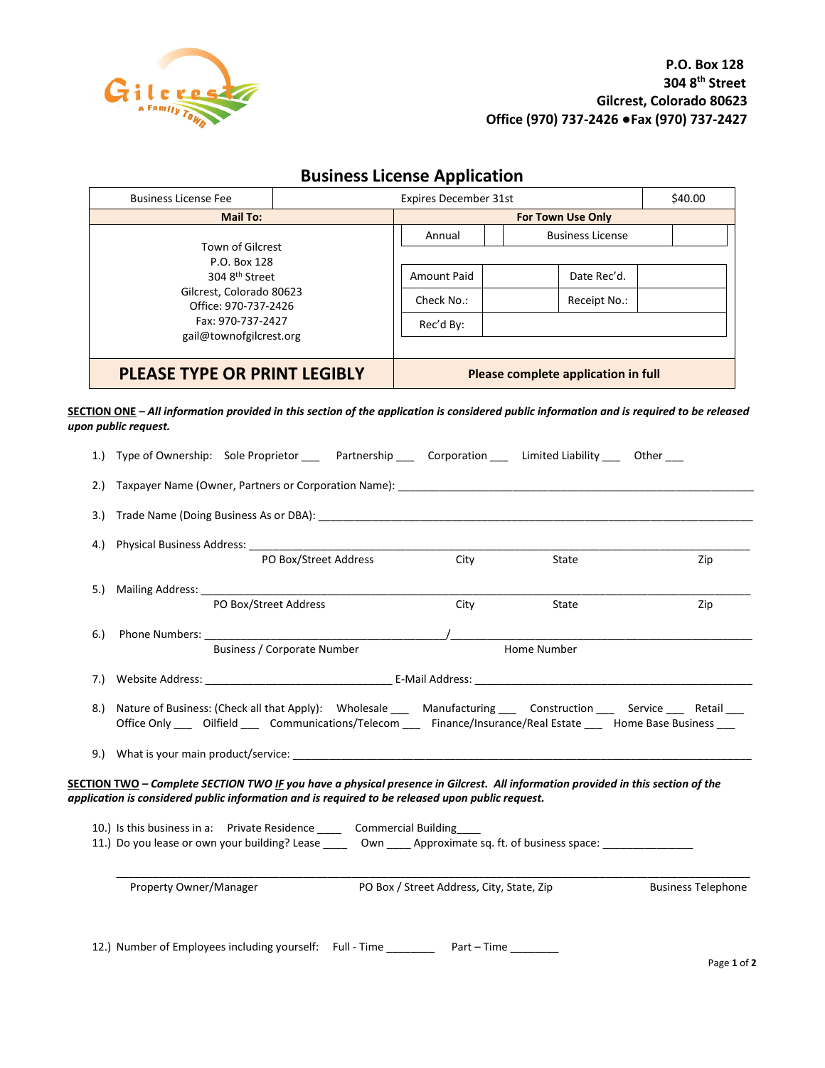Gilcrest
A Family Town

**P.O. Box 128**
**304 8th Street**
**Gilcrest, Colorado 80623**
**Office (970) 737-2426 ●Fax (970) 737-2427**

# Business License Application

| Business License Fee | Expires December 31st | $40.00 |
|---|---|---|

| **Mail To:** | **For Town Use Only** | | | |
|---|---|---|---|---|
| Town of Gilcrest<br>P.O. Box 128<br>304 8th Street<br>Gilcrest, Colorado 80623<br>Office: 970-737-2426<br>Fax: 970-737-2427<br>gail@townofgilcrest.org | Annual | | Business License | |
| | Amount Paid | | Date Rec'd. | |
| | Check No.: | | Receipt No.: | |
| | Rec'd By: | | | |
| **PLEASE TYPE OR PRINT LEGIBLY** | **Please complete application in full** | | | |

**SECTION ONE** – ***All information provided in this section of the application is considered public information and is required to be released upon public request.***

1.) Type of Ownership: Sole Proprietor ___ Partnership ___ Corporation ___ Limited Liability ___ Other ___

2.) Taxpayer Name (Owner, Partners or Corporation Name): ____________________________________________

3.) Trade Name (Doing Business As or DBA): ____________________________________________

4.) Physical Business Address: ____________________________________________
PO Box/Street Address City State Zip

5.) Mailing Address: ____________________________________________
PO Box/Street Address City State Zip

6.) Phone Numbers: ______________________/______________________
Business / Corporate Number Home Number

7.) Website Address: ______________________ E-Mail Address: ______________________

8.) Nature of Business: (Check all that Apply): Wholesale ___ Manufacturing ___ Construction ___ Service ___ Retail ___ Office Only ___ Oilfield ___ Communications/Telecom ___ Finance/Insurance/Real Estate ___ Home Base Business ___

9.) What is your main product/service: ____________________________________________

**SECTION TWO** – ***Complete SECTION TWO IF you have a physical presence in Gilcrest. All information provided in this section of the application is considered public information and is required to be released upon public request.***

10.) Is this business in a: Private Residence ____ Commercial Building____

11.) Do you lease or own your building? Lease ____ Own ____ Approximate sq. ft. of business space: _______________

____________________________________________
Property Owner/Manager PO Box / Street Address, City, State, Zip Business Telephone

12.) Number of Employees including yourself: Full - Time ________ Part – Time ________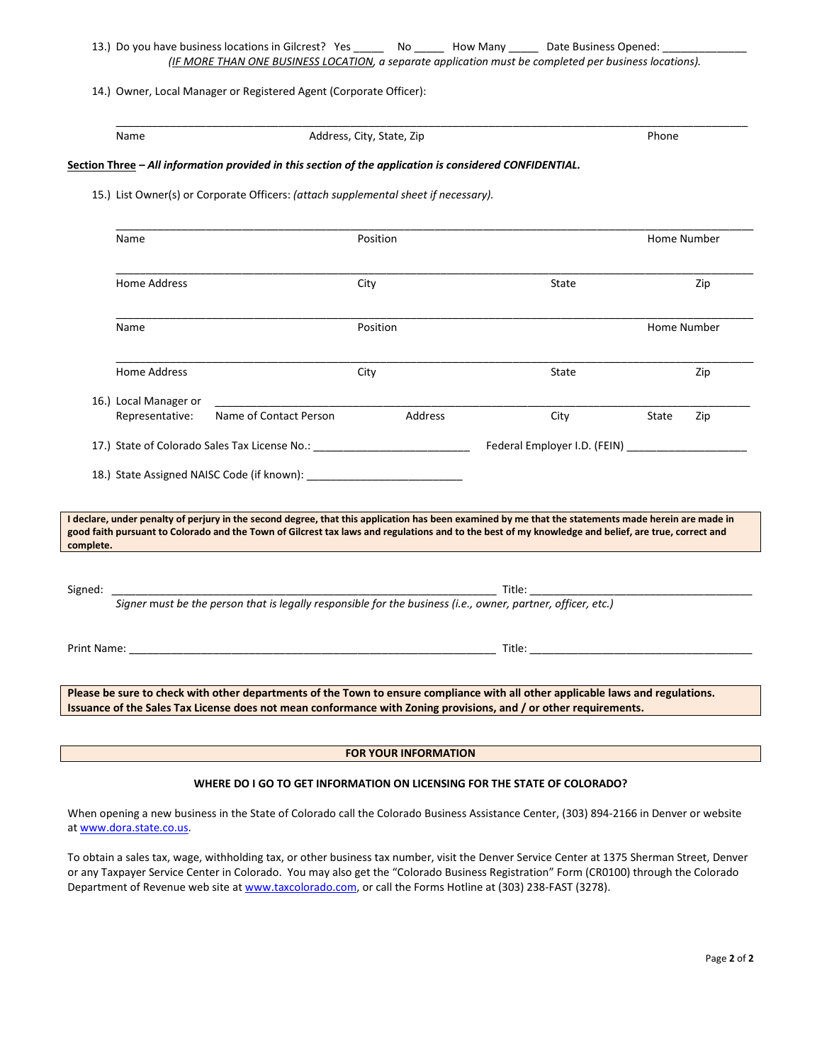13.) Do you have business locations in Gilcrest? Yes _____ No _____ How Many _____ Date Business Opened: ______________

*(IF MORE THAN ONE BUSINESS LOCATION, a separate application must be completed per business locations).*

14.) Owner, Local Manager or Registered Agent (Corporate Officer):

_______________________________________________________________________________________

Name Address, City, State, Zip Phone

**Section Three** ***– All information provided in this section of the application is considered CONFIDENTIAL.***

15.) List Owner(s) or Corporate Officers: *(attach supplemental sheet if necessary).*

_______________________________________________________________________________________

Name Position Home Number

_______________________________________________________________________________________

Home Address City State Zip

_______________________________________________________________________________________

Name Position Home Number

_______________________________________________________________________________________

Home Address City State Zip

16.) Local Manager or Representative: _______________________________________________________________________

Name of Contact Person Address City State Zip

17.) State of Colorado Sales Tax License No.: __________________________ Federal Employer I.D. (FEIN) ____________________

18.) State Assigned NAISC Code (if known): __________________________

**I declare, under penalty of perjury in the second degree, that this application has been examined by me that the statements made herein are made in good faith pursuant to Colorado and the Town of Gilcrest tax laws and regulations and to the best of my knowledge and belief, are true, correct and complete.**

Signed: _______________________________________________________________ Title: ______________________________________

*Signer must be the person that is legally responsible for the business (i.e., owner, partner, officer, etc.)*

Print Name: ___________________________________________________________ Title: ______________________________________

**Please be sure to check with other departments of the Town to ensure compliance with all other applicable laws and regulations. Issuance of the Sales Tax License does not mean conformance with Zoning provisions, and / or other requirements.**

**FOR YOUR INFORMATION**

**WHERE DO I GO TO GET INFORMATION ON LICENSING FOR THE STATE OF COLORADO?**

When opening a new business in the State of Colorado call the Colorado Business Assistance Center, (303) 894-2166 in Denver or website at www.dora.state.co.us.

To obtain a sales tax, wage, withholding tax, or other business tax number, visit the Denver Service Center at 1375 Sherman Street, Denver or any Taxpayer Service Center in Colorado. You may also get the "Colorado Business Registration" Form (CR0100) through the Colorado Department of Revenue web site at www.taxcolorado.com, or call the Forms Hotline at (303) 238-FAST (3278).